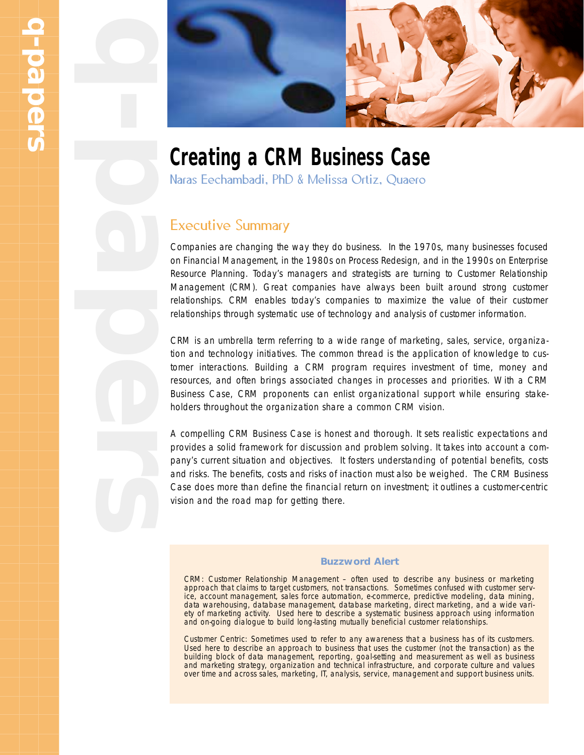// Creating a CRM Business Case

Naras Eechambadi, PhD & Melissa Ortiz, Quaero

## Executive Summary

Companies are changing the way they do business. In the 1970s, many businesses focused on Financial Management, in the 1980s on Process Redesign, and in the 1990s on Enterprise Resource Planning. Today's managers and strategists are turning to Customer Relationship Management (CRM). Great companies have always been built around strong customer relationships. CRM enables today's companies to maximize the value of their customer relationships through systematic use of technology and analysis of customer information.

CRM is an umbrella term referring to a wide range of marketing, sales, service, organization and technology initiatives. The common thread is the application of knowledge to customer interactions. Building a CRM program requires investment of time, money and resources, and often brings associated changes in processes and priorities. With a CRM Business Case, CRM proponents can enlist organizational support while ensuring stakeholders throughout the organization share a common CRM vision.

A compelling CRM Business Case is honest and thorough. It sets realistic expectations and provides a solid framework for discussion and problem solving. It takes into account a company's current situation and objectives. It fosters understanding of potential benefits, costs and risks. The benefits, costs and risks of inaction must also be weighed. The CRM Business Case does more than define the financial return on investment; it outlines a customer-centric vision and the road map for getting there.

### Buzzword Alert

CRM: Customer Relationship Management – often used to describe any business or marketing approach that claims to target customers, not transactions. Sometimes confused with customer service, account management, sales force automation, e-commerce, predictive modeling, data mining, data warehousing, database management, database marketing, direct marketing, and a wide variety of marketing activity. Used here to describe a systematic business approach using information and on-going dialogue to build long-lasting mutually beneficial customer relationships.

Customer Centric: Sometimes used to refer to any awareness that a business has of its customers. Used here to describe an approach to business that uses the customer (not the transaction) as the building block of data management, reporting, goal-setting and measurement as well as business and marketing strategy, organization and technical infrastructure, and corporate culture and values over time and across sales, marketing, IT, analysis, service, management and support business units.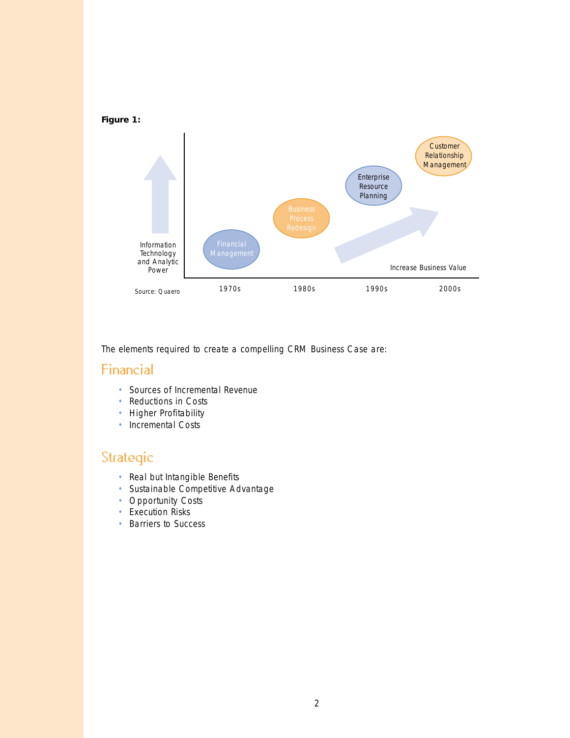**Figure 1:**

Information Technology and Analytic Power

Financial Management — 1970s

Business Process Redesign — 1980s

Enterprise Resource Planning — 1990s

Customer Relationship Management — 2000s

Increase Business Value

Source: Quaero

The elements required to create a compelling CRM Business Case are:

## Financial

- Sources of Incremental Revenue
- Reductions in Costs
- Higher Profitability
- Incremental Costs

## Strategic

- Real but Intangible Benefits
- Sustainable Competitive Advantage
- Opportunity Costs
- Execution Risks
- Barriers to Success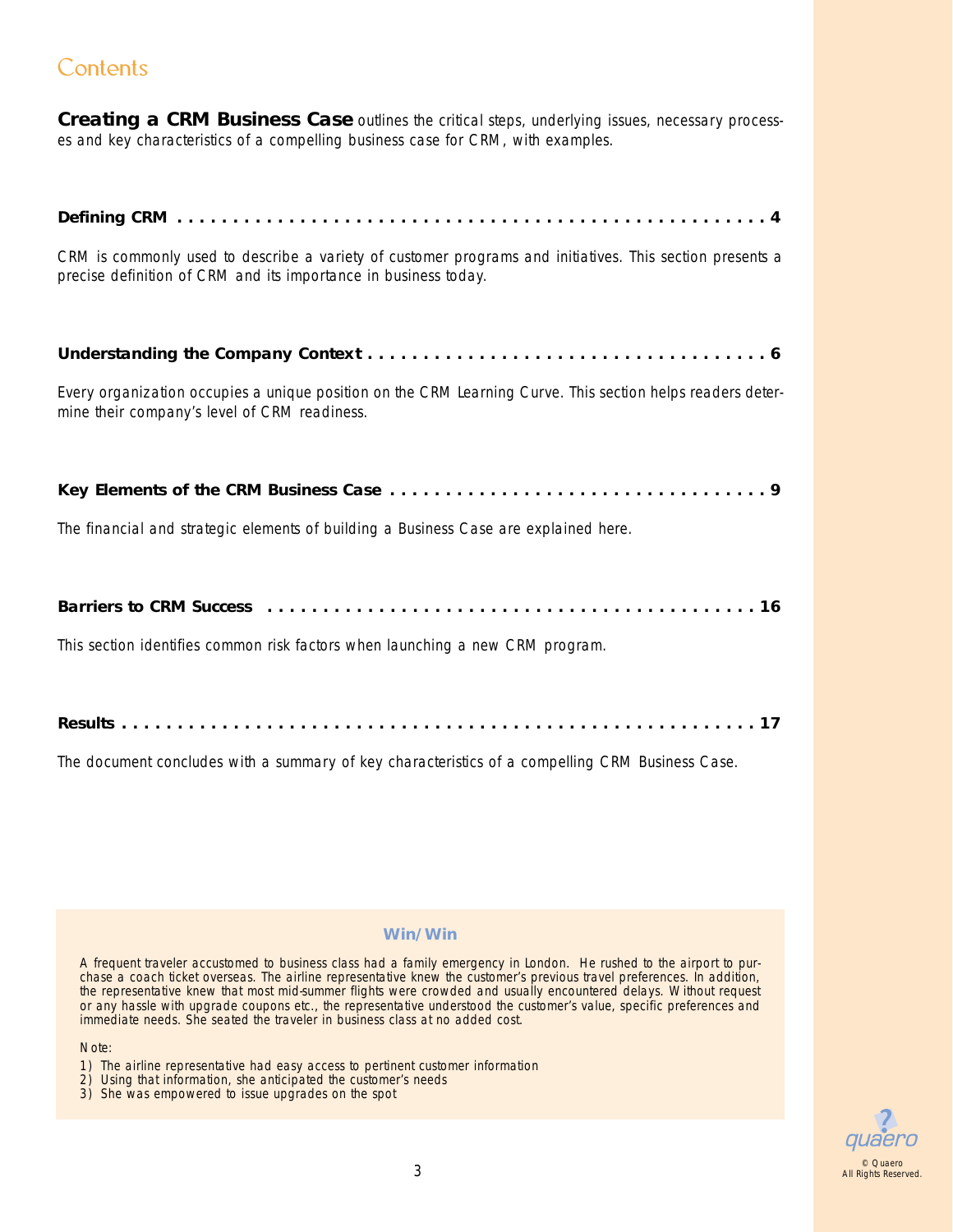# Contents

**Creating a CRM Business Case** outlines the critical steps, underlying issues, necessary processes and key characteristics of a compelling business case for CRM, with examples.

**Defining CRM . . . . . . . . . . . . . . . . . . . . . . . . . . . . . . . . . . . . . . . . . . . . . . . . . . . . 4**

CRM is commonly used to describe a variety of customer programs and initiatives. This section presents a precise definition of CRM and its importance in business today.

**Understanding the Company Context . . . . . . . . . . . . . . . . . . . . . . . . . . . . . . . . . . . . 6**

Every organization occupies a unique position on the CRM Learning Curve. This section helps readers determine their company's level of CRM readiness.

**Key Elements of the CRM Business Case . . . . . . . . . . . . . . . . . . . . . . . . . . . . . . . . . 9**

The financial and strategic elements of building a Business Case are explained here.

**Barriers to CRM Success . . . . . . . . . . . . . . . . . . . . . . . . . . . . . . . . . . . . . . . . . . . . 16**

This section identifies common risk factors when launching a new CRM program.

**Results . . . . . . . . . . . . . . . . . . . . . . . . . . . . . . . . . . . . . . . . . . . . . . . . . . . . . . . 17**

The document concludes with a summary of key characteristics of a compelling CRM Business Case.

### Win/Win

A frequent traveler accustomed to business class had a family emergency in London. He rushed to the airport to purchase a coach ticket overseas. The airline representative knew the customer's previous travel preferences. In addition, the representative knew that most mid-summer flights were crowded and usually encountered delays. Without request or any hassle with upgrade coupons etc., the representative understood the customer's value, specific preferences and immediate needs. She seated the traveler in business class at no added cost.

Note:

1) The airline representative had easy access to pertinent customer information
2) Using that information, she anticipated the customer's needs
3) She was empowered to issue upgrades on the spot

© Quaero
All Rights Reserved.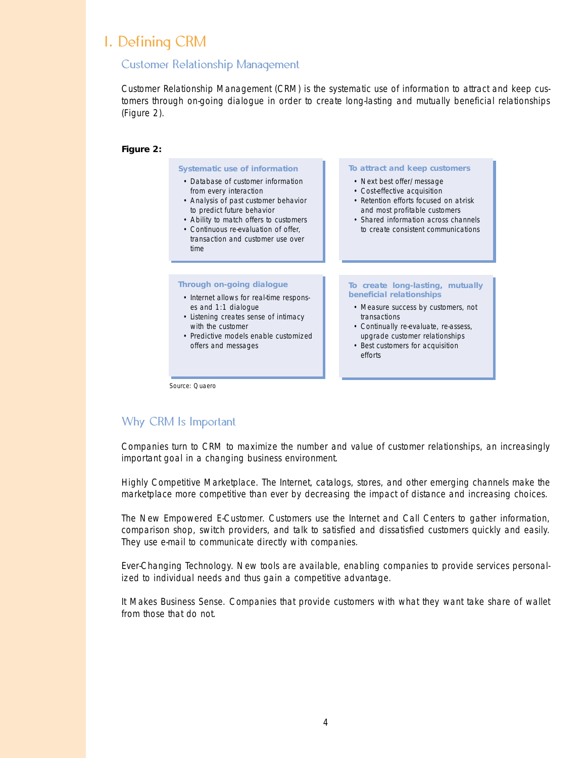# I. Defining CRM

## Customer Relationship Management

Customer Relationship Management (CRM) is the systematic use of information to attract and keep customers through on-going dialogue in order to create long-lasting and mutually beneficial relationships (Figure 2).

**Figure 2:**

**Systematic use of information**

- Database of customer information from every interaction
- Analysis of past customer behavior to predict future behavior
- Ability to match offers to customers
- Continuous re-evaluation of offer, transaction and customer use over time

**To attract and keep customers**

- Next best offer/message
- Cost-effective acquisition
- Retention efforts focused on at-risk and most profitable customers
- Shared information across channels to create consistent communications

**Through on-going dialogue**

- Internet allows for real-time responses and 1:1 dialogue
- Listening creates sense of intimacy with the customer
- Predictive models enable customized offers and messages

**To create long-lasting, mutually beneficial relationships**

- Measure success by customers, not transactions
- Continually re-evaluate, re-assess, upgrade customer relationships
- Best customers for acquisition efforts

Source: Quaero

## Why CRM Is Important

Companies turn to CRM to maximize the number and value of customer relationships, an increasingly important goal in a changing business environment.

Highly Competitive Marketplace. The Internet, catalogs, stores, and other emerging channels make the marketplace more competitive than ever by decreasing the impact of distance and increasing choices.

The New Empowered E-Customer. Customers use the Internet and Call Centers to gather information, comparison shop, switch providers, and talk to satisfied and dissatisfied customers quickly and easily. They use e-mail to communicate directly with companies.

Ever-Changing Technology. New tools are available, enabling companies to provide services personalized to individual needs and thus gain a competitive advantage.

It Makes Business Sense. Companies that provide customers with what they want take share of wallet from those that do not.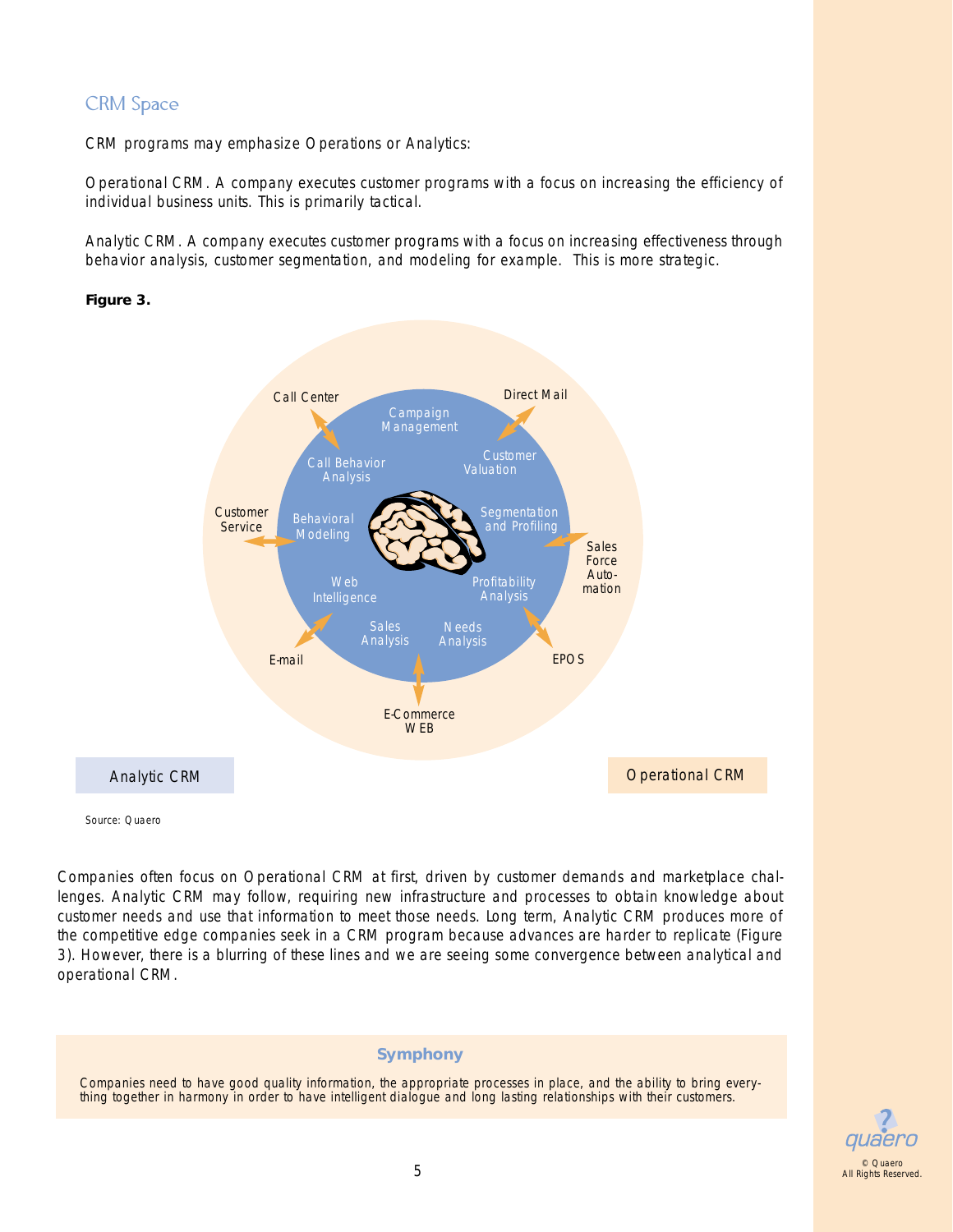## CRM Space

CRM programs may emphasize Operations or Analytics:

Operational CRM. A company executes customer programs with a focus on increasing the efficiency of individual business units. This is primarily tactical.

Analytic CRM. A company executes customer programs with a focus on increasing effectiveness through behavior analysis, customer segmentation, and modeling for example. This is more strategic.

**Figure 3.**

Call Center, Direct Mail, Campaign Management, Call Behavior Analysis, Customer Valuation, Customer Service, Behavioral Modeling, Segmentation and Profiling, Sales Force Automation, Web Intelligence, Profitability Analysis, Sales Analysis, Needs Analysis, E-mail, EPOS, E-Commerce WEB

Analytic CRM | Operational CRM

Source: Quaero

Companies often focus on Operational CRM at first, driven by customer demands and marketplace challenges. Analytic CRM may follow, requiring new infrastructure and processes to obtain knowledge about customer needs and use that information to meet those needs. Long term, Analytic CRM produces more of the competitive edge companies seek in a CRM program because advances are harder to replicate (Figure 3). However, there is a blurring of these lines and we are seeing some convergence between analytical and operational CRM.

### Symphony

Companies need to have good quality information, the appropriate processes in place, and the ability to bring everything together in harmony in order to have intelligent dialogue and long lasting relationships with their customers.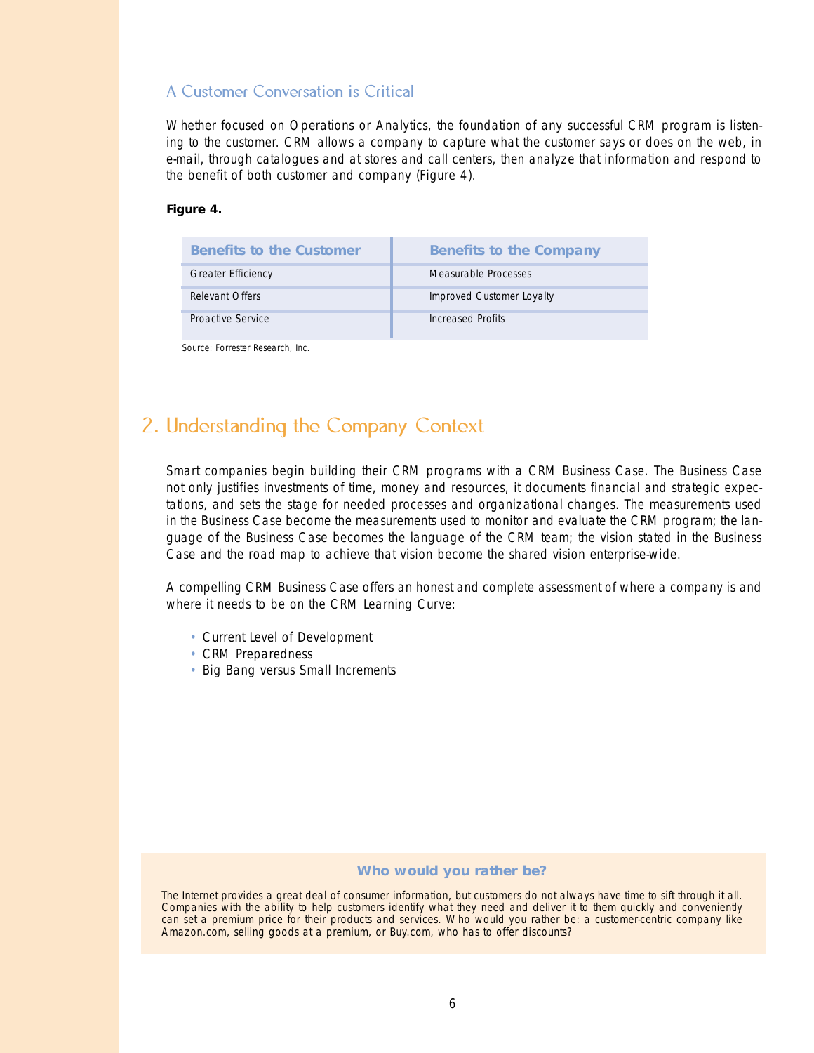### A Customer Conversation is Critical

Whether focused on Operations or Analytics, the foundation of any successful CRM program is listening to the customer. CRM allows a company to capture what the customer says or does on the web, in e-mail, through catalogues and at stores and call centers, then analyze that information and respond to the benefit of both customer and company (Figure 4).

**Figure 4.**

| Benefits to the Customer | Benefits to the Company |
|---|---|
| Greater Efficiency | Measurable Processes |
| Relevant Offers | Improved Customer Loyalty |
| Proactive Service | Increased Profits |

Source: Forrester Research, Inc.

## 2. Understanding the Company Context

Smart companies begin building their CRM programs with a CRM Business Case. The Business Case not only justifies investments of time, money and resources, it documents financial and strategic expectations, and sets the stage for needed processes and organizational changes. The measurements used in the Business Case become the measurements used to monitor and evaluate the CRM program; the language of the Business Case becomes the language of the CRM team; the vision stated in the Business Case and the road map to achieve that vision become the shared vision enterprise-wide.

A compelling CRM Business Case offers an honest and complete assessment of where a company is and where it needs to be on the CRM Learning Curve:

- Current Level of Development
- CRM Preparedness
- Big Bang versus Small Increments

**Who would you rather be?**

The Internet provides a great deal of consumer information, but customers do not always have time to sift through it all. Companies with the ability to help customers identify what they need and deliver it to them quickly and conveniently can set a premium price for their products and services. Who would you rather be: a customer-centric company like Amazon.com, selling goods at a premium, or Buy.com, who has to offer discounts?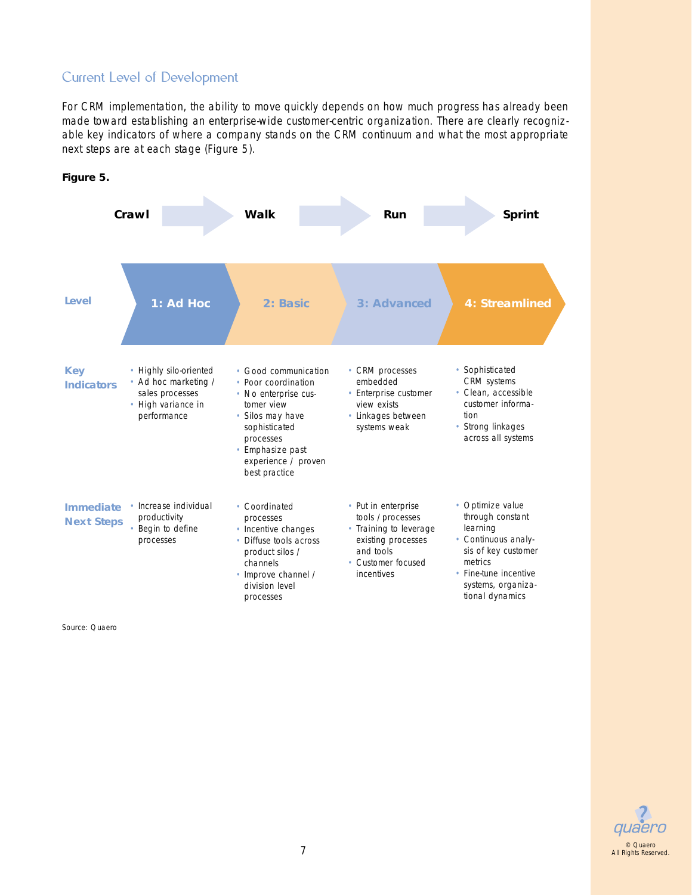## Current Level of Development

For CRM implementation, the ability to move quickly depends on how much progress has already been made toward establishing an enterprise-wide customer-centric organization. There are clearly recognizable key indicators of where a company stands on the CRM continuum and what the most appropriate next steps are at each stage (Figure 5).

**Figure 5.**

| | Crawl | Walk | Run | Sprint |
|---|---|---|---|---|
| **Level** | 1: Ad Hoc | 2: Basic | 3: Advanced | 4: Streamlined |
| **Key Indicators** | • Highly silo-oriented<br>• Ad hoc marketing / sales processes<br>• High variance in performance | • Good communication<br>• Poor coordination<br>• No enterprise customer view<br>• Silos may have sophisticated processes<br>• Emphasize past experience / proven best practice | • CRM processes embedded<br>• Enterprise customer view exists<br>• Linkages between systems weak | • Sophisticated CRM systems<br>• Clean, accessible customer information<br>• Strong linkages across all systems |
| **Immediate Next Steps** | • Increase individual productivity<br>• Begin to define processes | • Coordinated processes<br>• Incentive changes<br>• Diffuse tools across product silos / channels<br>• Improve channel / division level processes | • Put in enterprise tools / processes<br>• Training to leverage existing processes and tools<br>• Customer focused incentives | • Optimize value through constant learning<br>• Continuous analysis of key customer metrics<br>• Fine-tune incentive systems, organizational dynamics |

Source: Quaero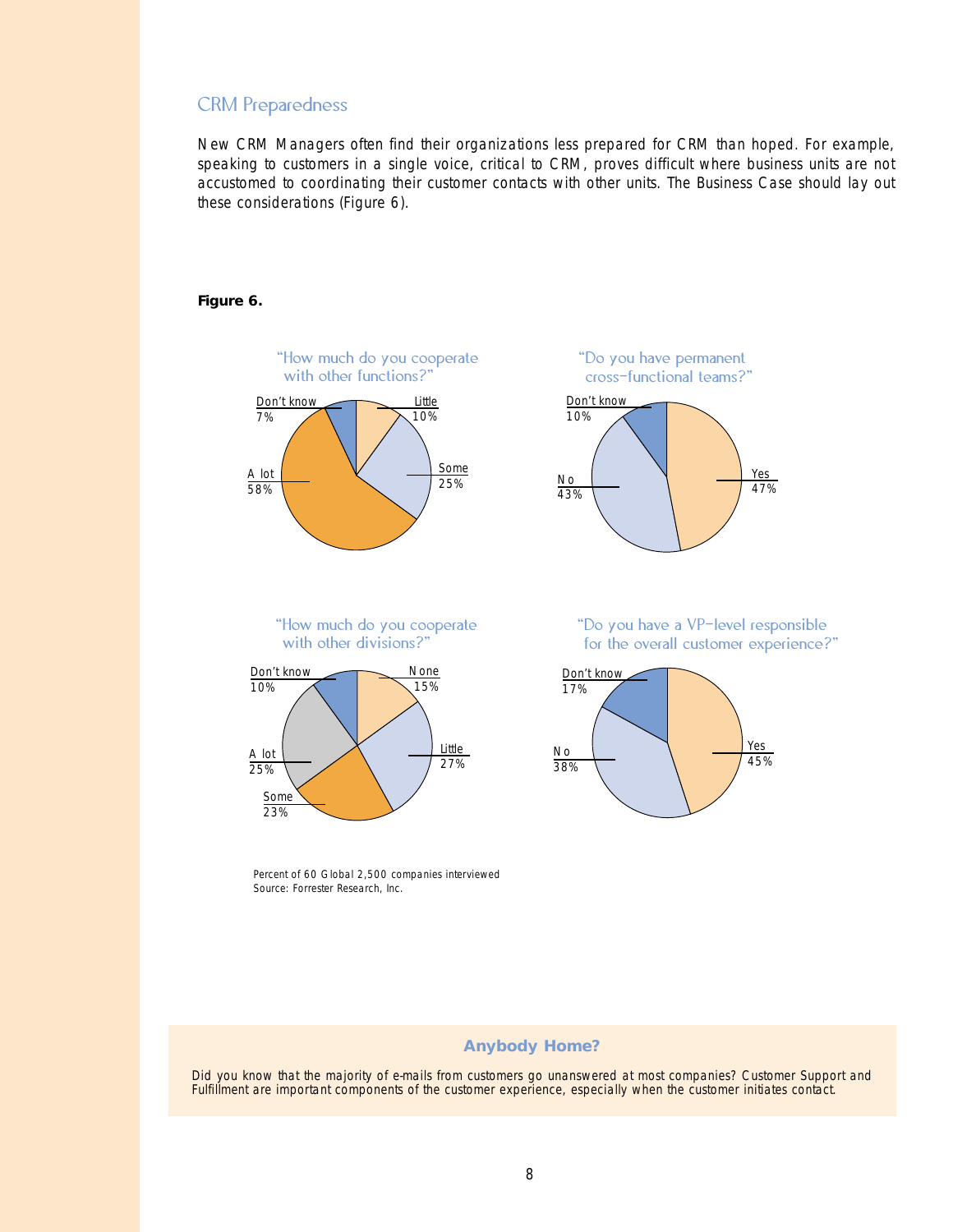## CRM Preparedness

New CRM Managers often find their organizations less prepared for CRM than hoped. For example, speaking to customers in a single voice, critical to CRM, proves difficult where business units are not accustomed to coordinating their customer contacts with other units. The Business Case should lay out these considerations (Figure 6).

**Figure 6.**

"How much do you cooperate with other functions?"

| Response | Percent |
| --- | --- |
| Little | 10% |
| Some | 25% |
| A lot | 58% |
| Don't know | 7% |

"Do you have permanent cross-functional teams?"

| Response | Percent |
| --- | --- |
| Yes | 47% |
| No | 43% |
| Don't know | 10% |

"How much do you cooperate with other divisions?"

| Response | Percent |
| --- | --- |
| None | 15% |
| Little | 27% |
| Some | 23% |
| A lot | 25% |
| Don't know | 10% |

"Do you have a VP-level responsible for the overall customer experience?"

| Response | Percent |
| --- | --- |
| Yes | 45% |
| No | 38% |
| Don't know | 17% |

Percent of 60 Global 2,500 companies interviewed
Source: Forrester Research, Inc.

**Anybody Home?**

Did you know that the majority of e-mails from customers go unanswered at most companies? Customer Support and Fulfillment are important components of the customer experience, especially when the customer initiates contact.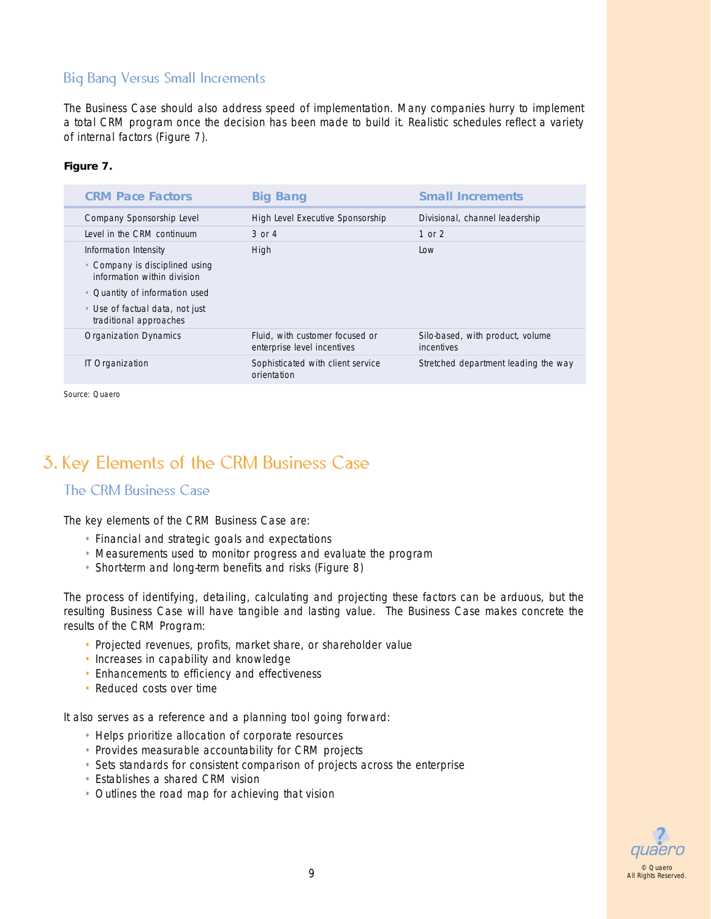### Big Bang Versus Small Increments

The Business Case should also address speed of implementation. Many companies hurry to implement a total CRM program once the decision has been made to build it. Realistic schedules reflect a variety of internal factors (Figure 7).

**Figure 7.**

| CRM Pace Factors | Big Bang | Small Increments |
|---|---|---|
| Company Sponsorship Level | High Level Executive Sponsorship | Divisional, channel leadership |
| Level in the CRM continuum | 3 or 4 | 1 or 2 |
| Information Intensity<br>• Company is disciplined using information within division<br>• Quantity of information used<br>• Use of factual data, not just traditional approaches | High | Low |
| Organization Dynamics | Fluid, with customer focused or enterprise level incentives | Silo-based, with product, volume incentives |
| IT Organization | Sophisticated with client service orientation | Stretched department leading the way |

Source: Quaero

## 3. Key Elements of the CRM Business Case

### The CRM Business Case

The key elements of the CRM Business Case are:

- Financial and strategic goals and expectations
- Measurements used to monitor progress and evaluate the program
- Short-term and long-term benefits and risks (Figure 8)

The process of identifying, detailing, calculating and projecting these factors can be arduous, but the resulting Business Case will have tangible and lasting value. The Business Case makes concrete the results of the CRM Program:

- Projected revenues, profits, market share, or shareholder value
- Increases in capability and knowledge
- Enhancements to efficiency and effectiveness
- Reduced costs over time

It also serves as a reference and a planning tool going forward:

- Helps prioritize allocation of corporate resources
- Provides measurable accountability for CRM projects
- Sets standards for consistent comparison of projects across the enterprise
- Establishes a shared CRM vision
- Outlines the road map for achieving that vision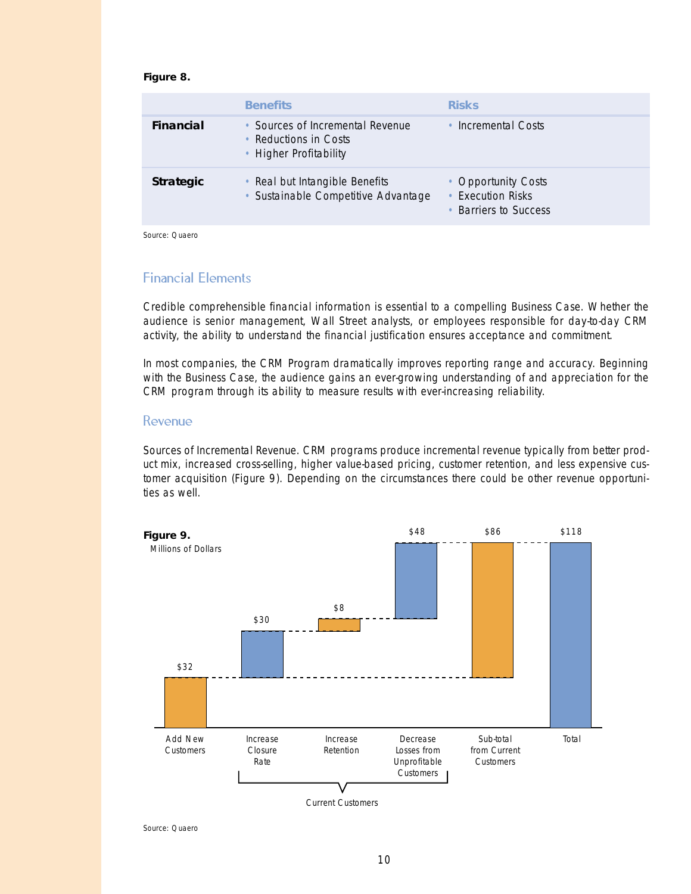**Figure 8.**

| | Benefits | Risks |
|---|---|---|
| **Financial** | • Sources of Incremental Revenue<br>• Reductions in Costs<br>• Higher Profitability | • Incremental Costs |
| **Strategic** | • Real but Intangible Benefits<br>• Sustainable Competitive Advantage | • Opportunity Costs<br>• Execution Risks<br>• Barriers to Success |

Source: Quaero

## Financial Elements

Credible comprehensible financial information is essential to a compelling Business Case. Whether the audience is senior management, Wall Street analysts, or employees responsible for day-to-day CRM activity, the ability to understand the financial justification ensures acceptance and commitment.

In most companies, the CRM Program dramatically improves reporting range and accuracy. Beginning with the Business Case, the audience gains an ever-growing understanding of and appreciation for the CRM program through its ability to measure results with ever-increasing reliability.

### Revenue

Sources of Incremental Revenue. CRM programs produce incremental revenue typically from better product mix, increased cross-selling, higher value-based pricing, customer retention, and less expensive customer acquisition (Figure 9). Depending on the circumstances there could be other revenue opportunities as well.

**Figure 9.**
Millions of Dollars

| Add New Customers | Increase Closure Rate | Increase Retention | Decrease Losses from Unprofitable Customers | Sub-total from Current Customers | Total |
|---|---|---|---|---|---|
| $32 | $30 | $8 | $48 | $86 | $118 |

Current Customers: Increase Closure Rate, Increase Retention, Decrease Losses from Unprofitable Customers

Source: Quaero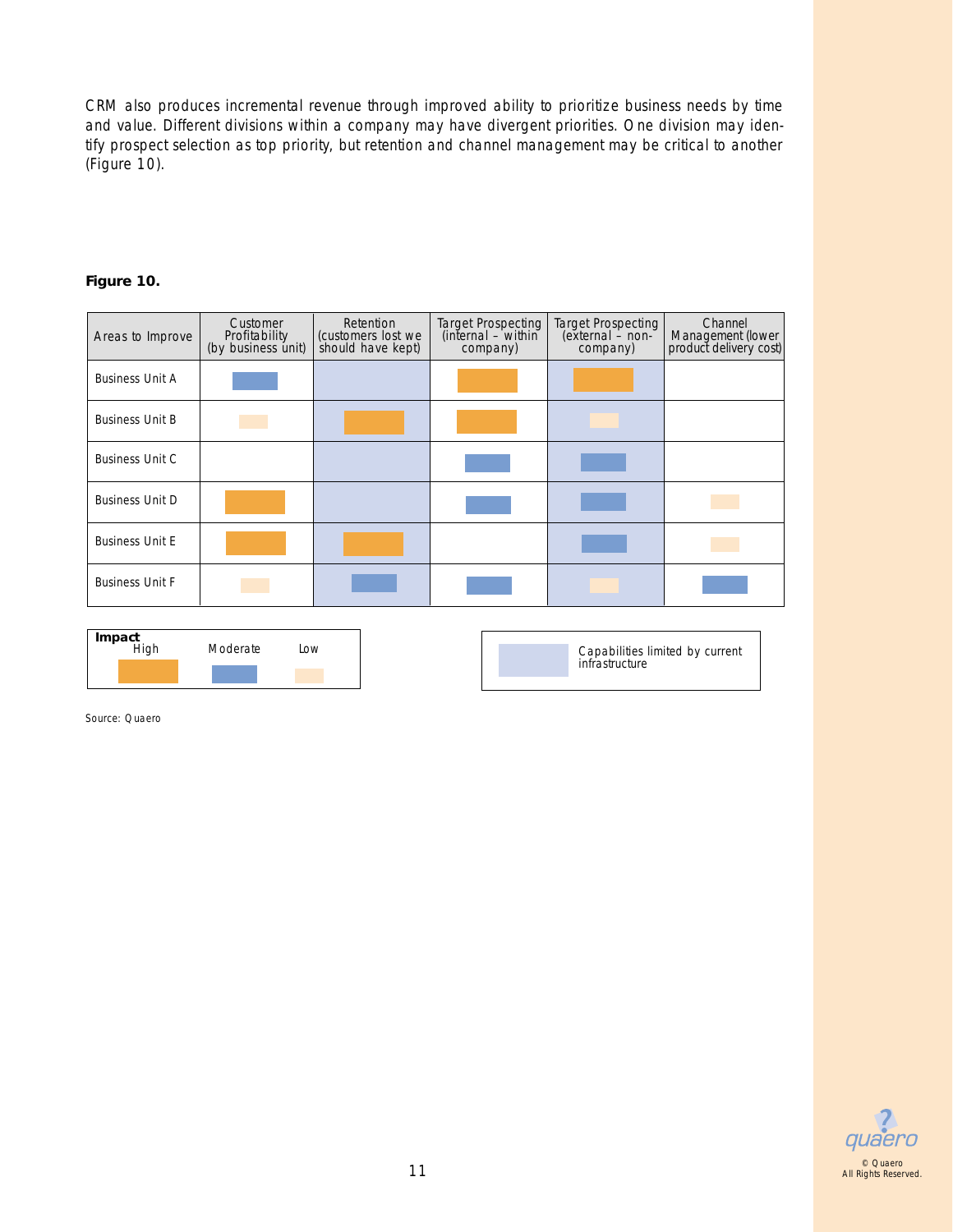CRM also produces incremental revenue through improved ability to prioritize business needs by time and value. Different divisions within a company may have divergent priorities. One division may identify prospect selection as top priority, but retention and channel management may be critical to another (Figure 10).

**Figure 10.**

| Areas to Improve | Customer Profitability (by business unit) | Retention (customers lost we should have kept) | Target Prospecting (internal – within company) | Target Prospecting (external – non-company) | Channel Management (lower product delivery cost) |
|---|---|---|---|---|---|
| Business Unit A | Moderate | | High | High | |
| Business Unit B | Low | High | High | Low | |
| Business Unit C | | | Moderate | Moderate | |
| Business Unit D | High | | Moderate | Moderate | Low |
| Business Unit E | High | High | | Moderate | Low |
| Business Unit F | Low | Moderate | Moderate | Low | Moderate |

**Impact:** High, Moderate, Low

Shaded columns (Retention; Target Prospecting (external – non-company)): Capabilities limited by current infrastructure

Source: Quaero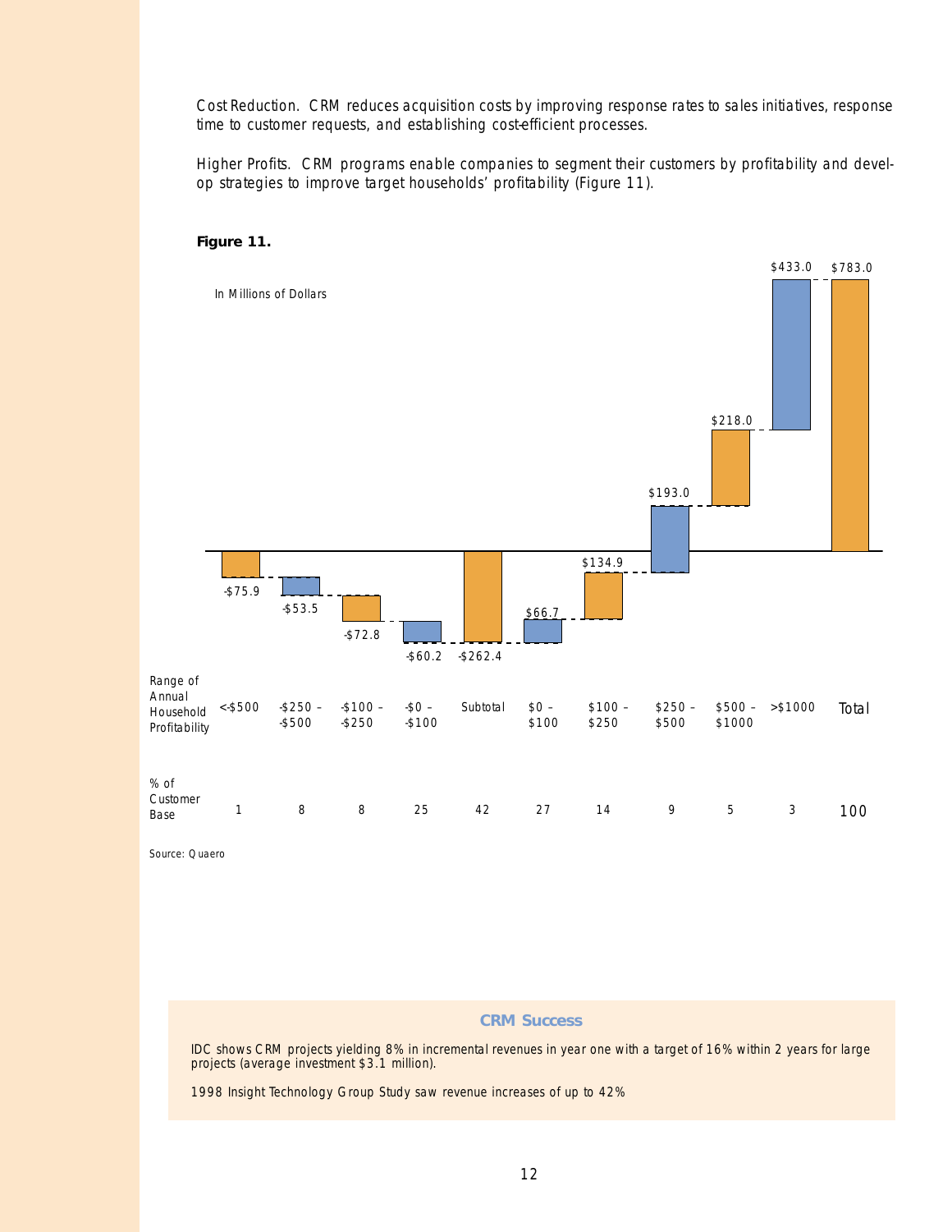Cost Reduction. CRM reduces acquisition costs by improving response rates to sales initiatives, response time to customer requests, and establishing cost-efficient processes.

Higher Profits. CRM programs enable companies to segment their customers by profitability and develop strategies to improve target households' profitability (Figure 11).

**Figure 11.**

In Millions of Dollars

| Range of Annual Household Profitability | <-$500 | -$250 – -$500 | -$100 – -$250 | -$0 – -$100 | Subtotal | $0 – $100 | $100 – $250 | $250 – $500 | $500 – $1000 | >$1000 | Total |
|---|---|---|---|---|---|---|---|---|---|---|---|
| Value (In Millions of Dollars) | -$75.9 | -$53.5 | -$72.8 | -$60.2 | -$262.4 | $66.7 | $134.9 | $193.0 | $218.0 | $433.0 | $783.0 |
| % of Customer Base | 1 | 8 | 8 | 25 | 42 | 27 | 14 | 9 | 5 | 3 | 100 |

Source: Quaero

**CRM Success**

IDC shows CRM projects yielding 8% in incremental revenues in year one with a target of 16% within 2 years for large projects (average investment $3.1 million).

1998 Insight Technology Group Study saw revenue increases of up to 42%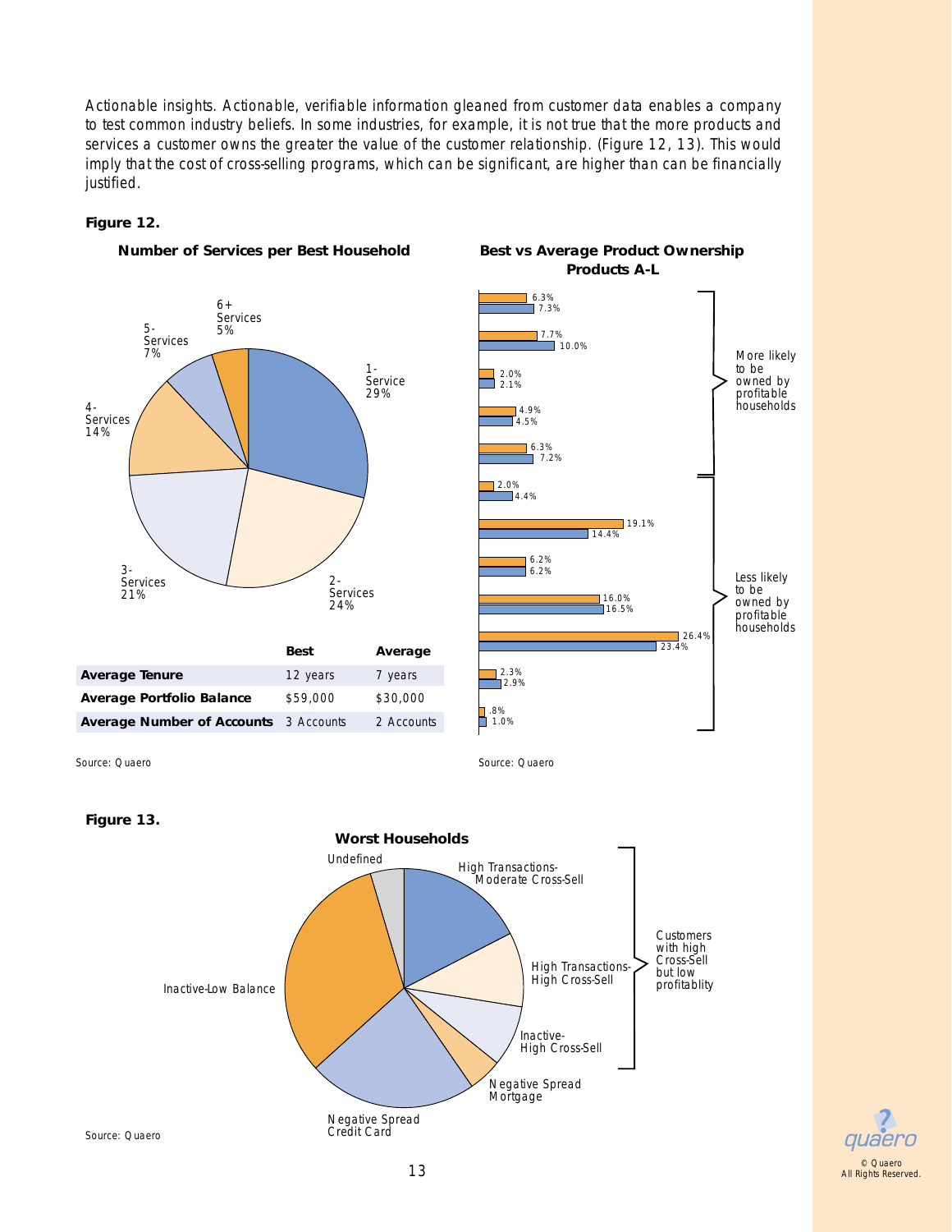Actionable insights. Actionable, verifiable information gleaned from customer data enables a company to test common industry beliefs. In some industries, for example, it is not true that the more products and services a customer owns the greater the value of the customer relationship. (Figure 12, 13). This would imply that the cost of cross-selling programs, which can be significant, are higher than can be financially justified.

**Figure 12.**

**Number of Services per Best Household**

1-Service 29%
2-Services 24%
3-Services 21%
4-Services 14%
5-Services 7%
6+ Services 5%

| | Best | Average |
|---|---|---|
| **Average Tenure** | 12 years | 7 years |
| **Average Portfolio Balance** | $59,000 | $30,000 |
| **Average Number of Accounts** | 3 Accounts | 2 Accounts |

Source: Quaero

**Best vs Average Product Ownership Products A-L**

6.3% / 7.3%
7.7% / 10.0%
2.0% / 2.1%
4.9% / 4.5%
6.3% / 7.2%
2.0% / 4.4%
19.1% / 14.4%
6.2% / 6.2%
16.0% / 16.5%
26.4% / 23.4%
2.3% / 2.9%
.8% / 1.0%

More likely to be owned by profitable households

Less likely to be owned by profitable households

Source: Quaero

**Figure 13.**

**Worst Households**

Undefined
High Transactions-Moderate Cross-Sell
High Transactions-High Cross-Sell
Inactive-High Cross-Sell
Negative Spread Mortgage
Negative Spread Credit Card
Inactive-Low Balance

Customers with high Cross-Sell but low profitablity

Source: Quaero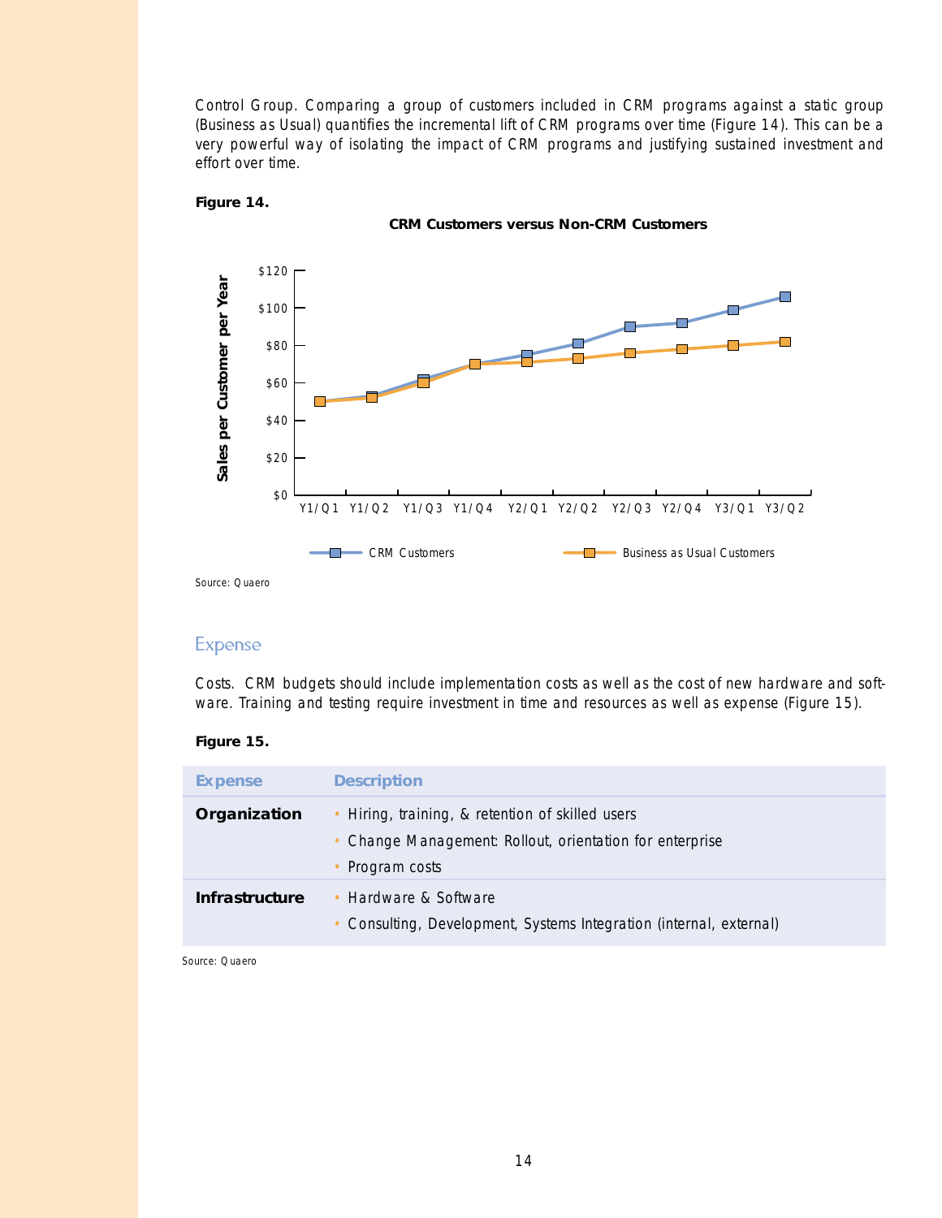Control Group. Comparing a group of customers included in CRM programs against a static group (Business as Usual) quantifies the incremental lift of CRM programs over time (Figure 14). This can be a very powerful way of isolating the impact of CRM programs and justifying sustained investment and effort over time.

**Figure 14.**

**CRM Customers versus Non-CRM Customers**

Source: Quaero

## Expense

Costs. CRM budgets should include implementation costs as well as the cost of new hardware and software. Training and testing require investment in time and resources as well as expense (Figure 15).

**Figure 15.**

| Expense | Description |
|---|---|
| **Organization** | • Hiring, training, & retention of skilled users<br>• Change Management: Rollout, orientation for enterprise<br>• Program costs |
| **Infrastructure** | • Hardware & Software<br>• Consulting, Development, Systems Integration (internal, external) |

Source: Quaero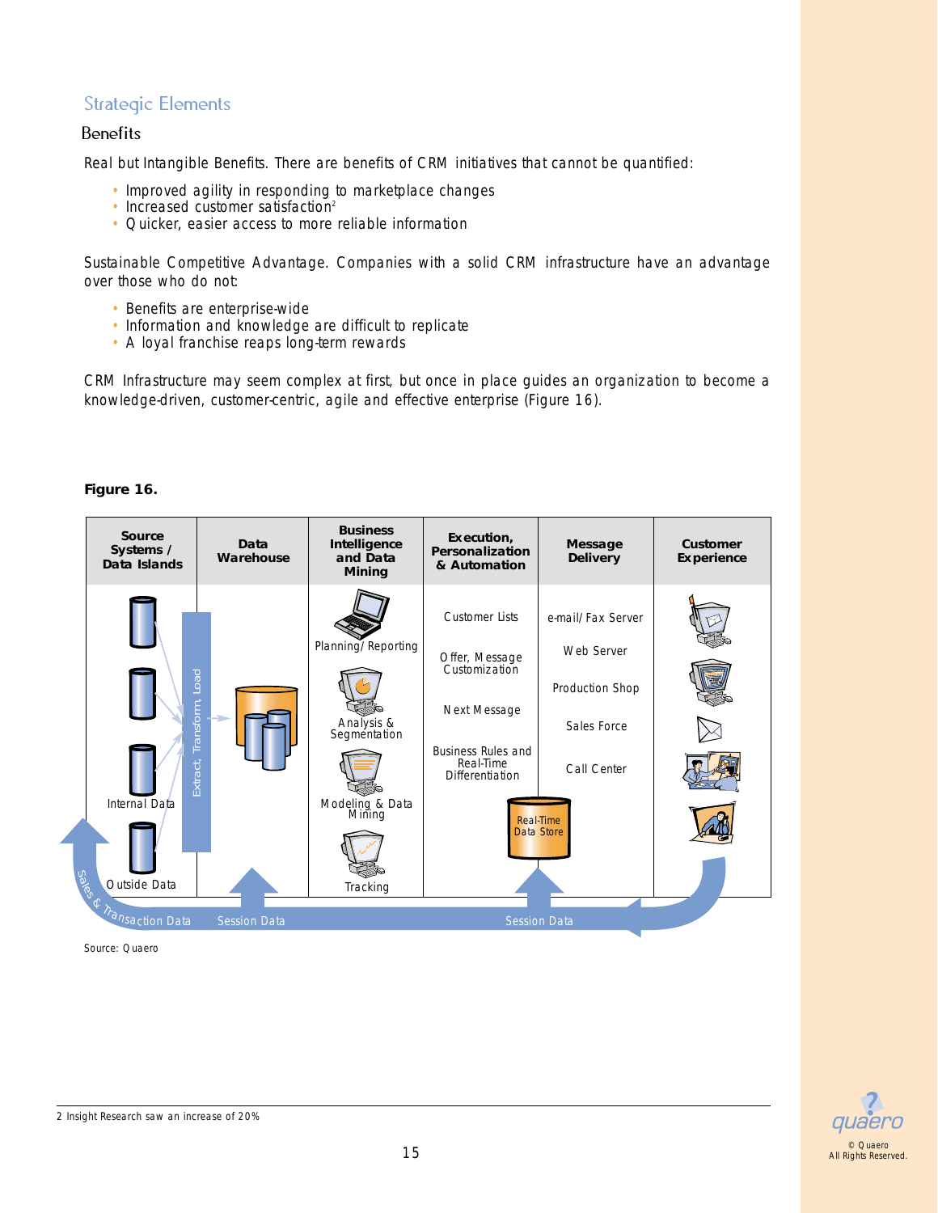## Strategic Elements

### Benefits

Real but Intangible Benefits. There are benefits of CRM initiatives that cannot be quantified:

- Improved agility in responding to marketplace changes
- Increased customer satisfaction[2]
- Quicker, easier access to more reliable information

Sustainable Competitive Advantage. Companies with a solid CRM infrastructure have an advantage over those who do not:

- Benefits are enterprise-wide
- Information and knowledge are difficult to replicate
- A loyal franchise reaps long-term rewards

CRM Infrastructure may seem complex at first, but once in place guides an organization to become a knowledge-driven, customer-centric, agile and effective enterprise (Figure 16).

**Figure 16.**

| Source Systems / Data Islands | Data Warehouse | Business Intelligence and Data Mining | Execution, Personalization & Automation | Message Delivery | Customer Experience |
|---|---|---|---|---|---|
| Internal Data | | Planning/Reporting | Customer Lists | e-mail/Fax Server | |
| Outside Data | | Analysis & Segmentation | Offer, Message Customization | Web Server | |
| | | Modeling & Data Mining | Next Message | Production Shop | |
| | | Tracking | Business Rules and Real-Time Differentiation | Sales Force | |
| | | | Real-Time Data Store | Call Center | |

Extract, Transform, Load

Sales & Transaction Data — Session Data — Session Data

Source: Quaero

2 Insight Research saw an increase of 20%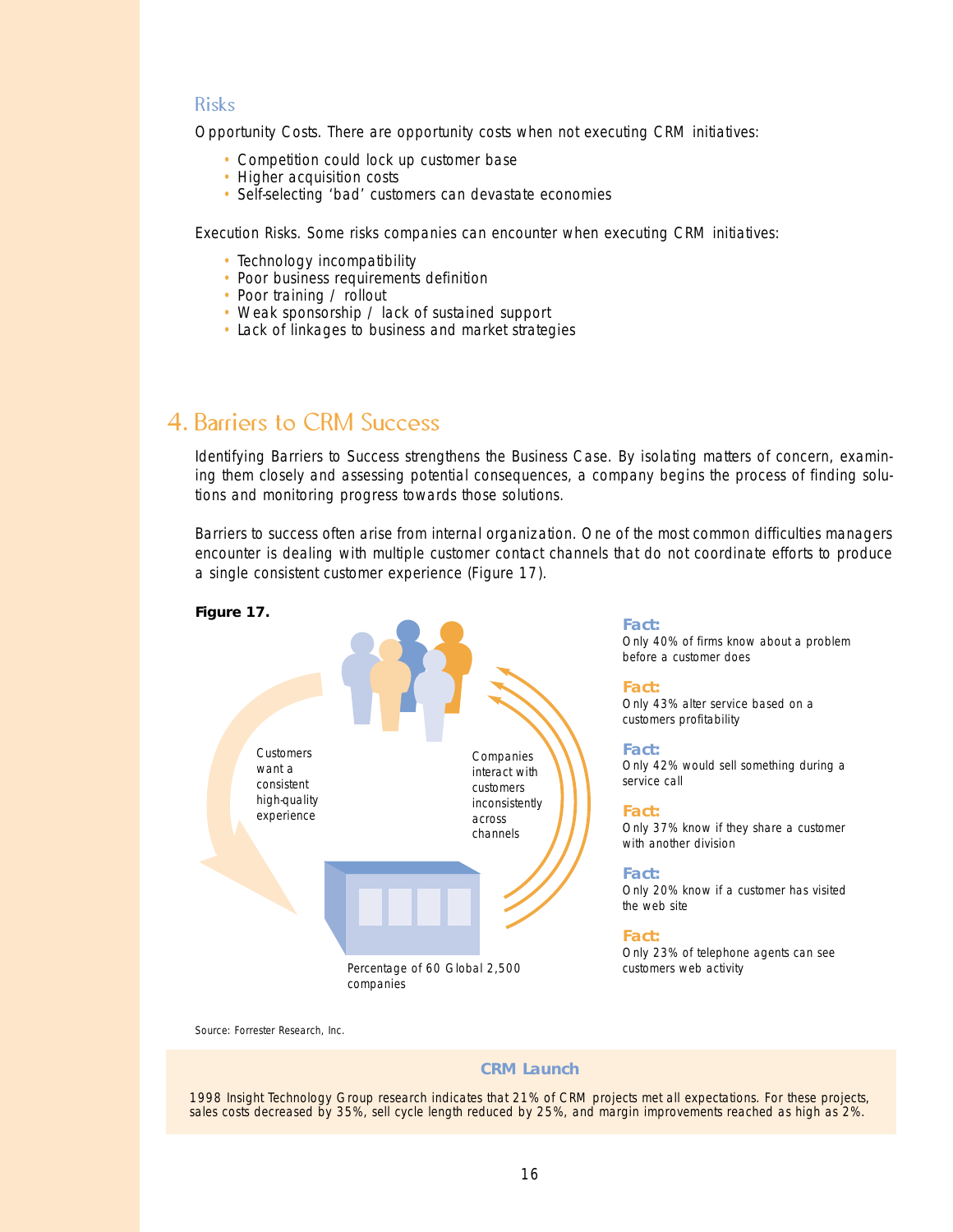### Risks

Opportunity Costs. There are opportunity costs when not executing CRM initiatives:

- Competition could lock up customer base
- Higher acquisition costs
- Self-selecting 'bad' customers can devastate economies

Execution Risks. Some risks companies can encounter when executing CRM initiatives:

- Technology incompatibility
- Poor business requirements definition
- Poor training / rollout
- Weak sponsorship / lack of sustained support
- Lack of linkages to business and market strategies

## 4. Barriers to CRM Success

Identifying Barriers to Success strengthens the Business Case. By isolating matters of concern, examining them closely and assessing potential consequences, a company begins the process of finding solutions and monitoring progress towards those solutions.

Barriers to success often arise from internal organization. One of the most common difficulties managers encounter is dealing with multiple customer contact channels that do not coordinate efforts to produce a single consistent customer experience (Figure 17).

**Figure 17.**

Customers want a consistent high-quality experience

Companies interact with customers inconsistently across channels

Percentage of 60 Global 2,500 companies

**Fact:**
Only 40% of firms know about a problem before a customer does

**Fact:**
Only 43% alter service based on a customers profitability

**Fact:**
Only 42% would sell something during a service call

**Fact:**
Only 37% know if they share a customer with another division

**Fact:**
Only 20% know if a customer has visited the web site

**Fact:**
Only 23% of telephone agents can see customers web activity

Source: Forrester Research, Inc.

**CRM Launch**

1998 Insight Technology Group research indicates that 21% of CRM projects met all expectations. For these projects, sales costs decreased by 35%, sell cycle length reduced by 25%, and margin improvements reached as high as 2%.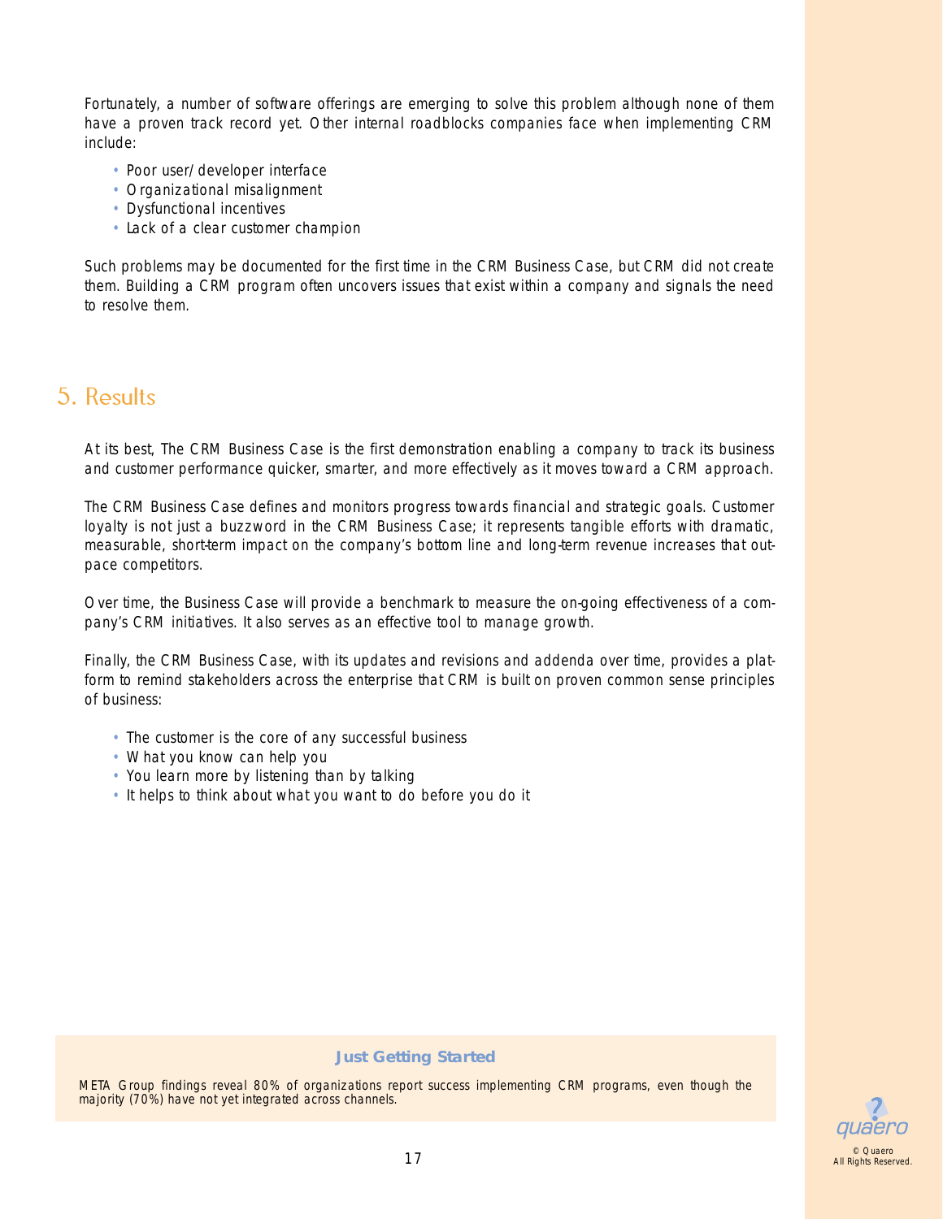Fortunately, a number of software offerings are emerging to solve this problem although none of them have a proven track record yet. Other internal roadblocks companies face when implementing CRM include:

- Poor user/developer interface
- Organizational misalignment
- Dysfunctional incentives
- Lack of a clear customer champion

Such problems may be documented for the first time in the CRM Business Case, but CRM did not create them. Building a CRM program often uncovers issues that exist within a company and signals the need to resolve them.

## 5. Results

At its best, The CRM Business Case is the first demonstration enabling a company to track its business and customer performance quicker, smarter, and more effectively as it moves toward a CRM approach.

The CRM Business Case defines and monitors progress towards financial and strategic goals. Customer loyalty is not just a buzzword in the CRM Business Case; it represents tangible efforts with dramatic, measurable, short-term impact on the company's bottom line and long-term revenue increases that out-pace competitors.

Over time, the Business Case will provide a benchmark to measure the on-going effectiveness of a company's CRM initiatives. It also serves as an effective tool to manage growth.

Finally, the CRM Business Case, with its updates and revisions and addenda over time, provides a platform to remind stakeholders across the enterprise that CRM is built on proven common sense principles of business:

- The customer is the core of any successful business
- What you know can help you
- You learn more by listening than by talking
- It helps to think about what you want to do before you do it

**Just Getting Started**

META Group findings reveal 80% of organizations report success implementing CRM programs, even though the majority (70%) have not yet integrated across channels.

© Quaero
All Rights Reserved.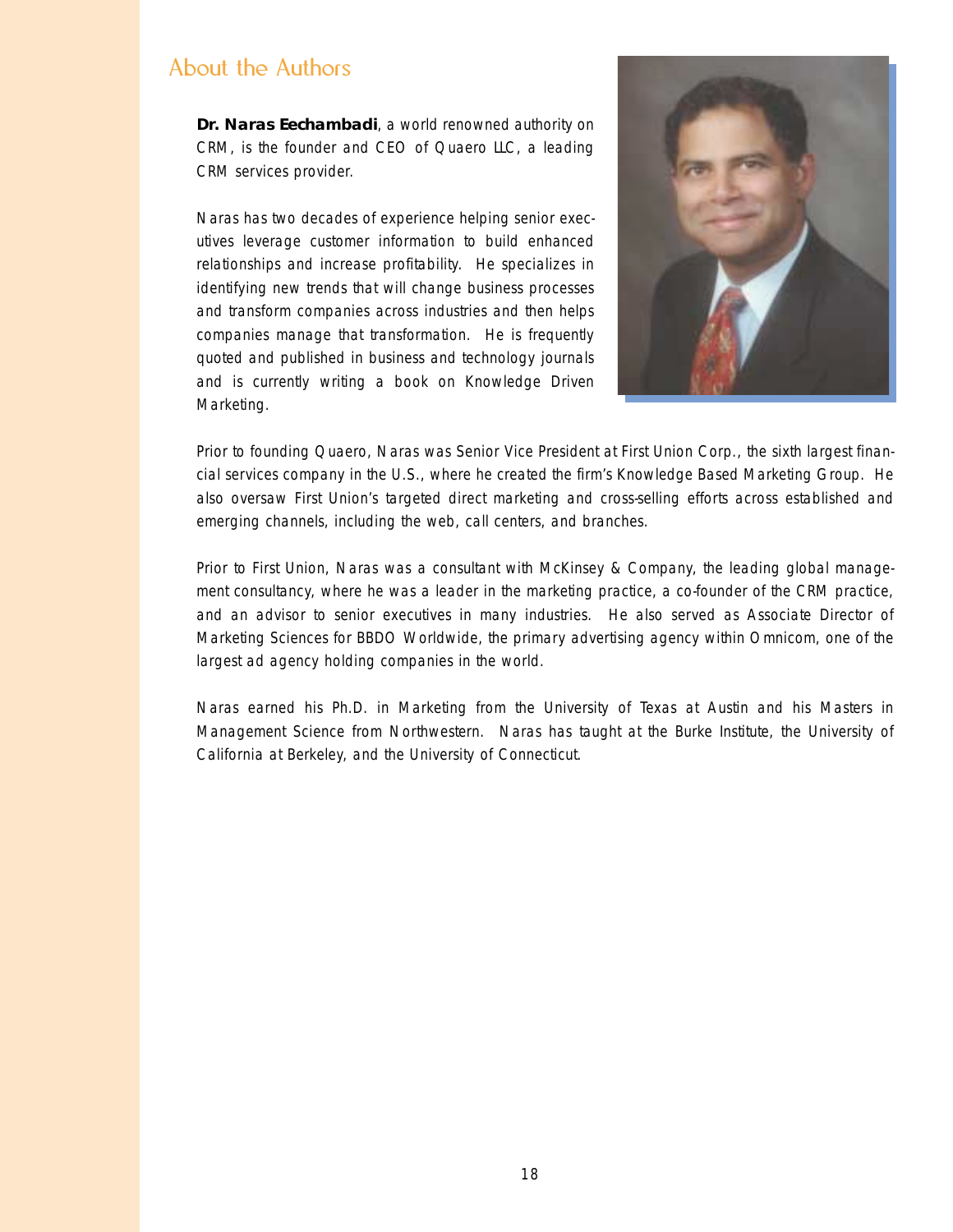## About the Authors

**Dr. Naras Eechambadi**, a world renowned authority on CRM, is the founder and CEO of Quaero LLC, a leading CRM services provider.

Naras has two decades of experience helping senior executives leverage customer information to build enhanced relationships and increase profitability. He specializes in identifying new trends that will change business processes and transform companies across industries and then helps companies manage that transformation. He is frequently quoted and published in business and technology journals and is currently writing a book on Knowledge Driven Marketing.

Prior to founding Quaero, Naras was Senior Vice President at First Union Corp., the sixth largest financial services company in the U.S., where he created the firm's Knowledge Based Marketing Group. He also oversaw First Union's targeted direct marketing and cross-selling efforts across established and emerging channels, including the web, call centers, and branches.

Prior to First Union, Naras was a consultant with McKinsey & Company, the leading global management consultancy, where he was a leader in the marketing practice, a co-founder of the CRM practice, and an advisor to senior executives in many industries. He also served as Associate Director of Marketing Sciences for BBDO Worldwide, the primary advertising agency within Omnicom, one of the largest ad agency holding companies in the world.

Naras earned his Ph.D. in Marketing from the University of Texas at Austin and his Masters in Management Science from Northwestern. Naras has taught at the Burke Institute, the University of California at Berkeley, and the University of Connecticut.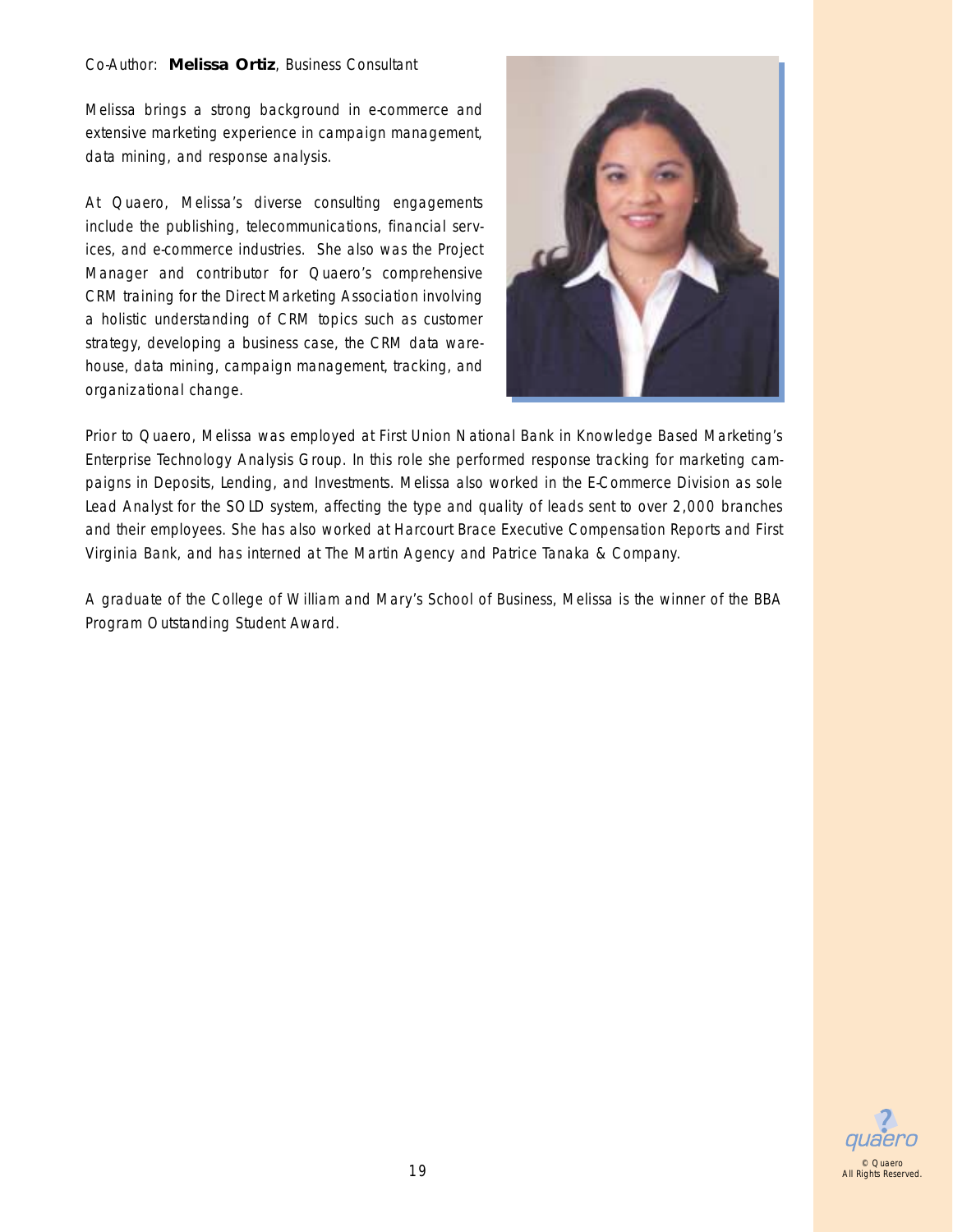Co-Author: **Melissa Ortiz**, Business Consultant

Melissa brings a strong background in e-commerce and extensive marketing experience in campaign management, data mining, and response analysis.

At Quaero, Melissa's diverse consulting engagements include the publishing, telecommunications, financial services, and e-commerce industries. She also was the Project Manager and contributor for Quaero's comprehensive CRM training for the Direct Marketing Association involving a holistic understanding of CRM topics such as customer strategy, developing a business case, the CRM data warehouse, data mining, campaign management, tracking, and organizational change.

Prior to Quaero, Melissa was employed at First Union National Bank in Knowledge Based Marketing's Enterprise Technology Analysis Group. In this role she performed response tracking for marketing campaigns in Deposits, Lending, and Investments. Melissa also worked in the E-Commerce Division as sole Lead Analyst for the SOLD system, affecting the type and quality of leads sent to over 2,000 branches and their employees. She has also worked at Harcourt Brace Executive Compensation Reports and First Virginia Bank, and has interned at The Martin Agency and Patrice Tanaka & Company.

A graduate of the College of William and Mary's School of Business, Melissa is the winner of the BBA Program Outstanding Student Award.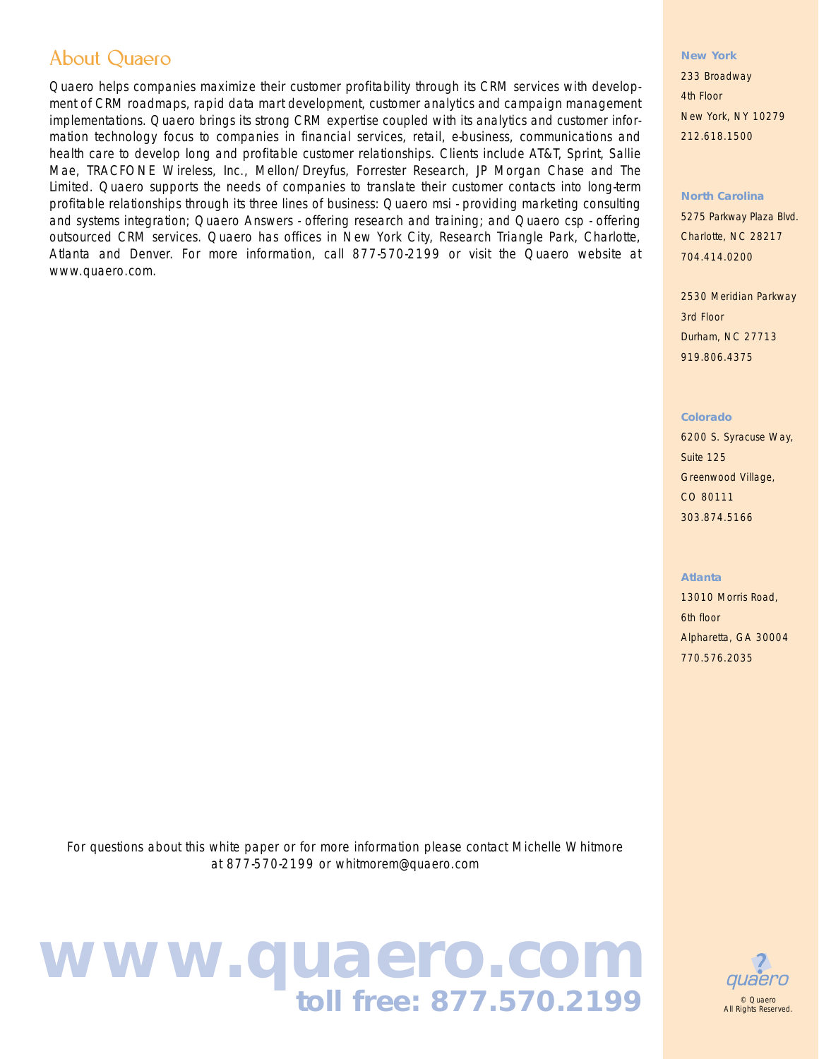## About Quaero

Quaero helps companies maximize their customer profitability through its CRM services with development of CRM roadmaps, rapid data mart development, customer analytics and campaign management implementations. Quaero brings its strong CRM expertise coupled with its analytics and customer information technology focus to companies in financial services, retail, e-business, communications and health care to develop long and profitable customer relationships. Clients include AT&T, Sprint, Sallie Mae, TRACFONE Wireless, Inc., Mellon/Dreyfus, Forrester Research, JP Morgan Chase and The Limited. Quaero supports the needs of companies to translate their customer contacts into long-term profitable relationships through its three lines of business: Quaero msi - providing marketing consulting and systems integration; Quaero Answers - offering research and training; and Quaero csp - offering outsourced CRM services. Quaero has offices in New York City, Research Triangle Park, Charlotte, Atlanta and Denver. For more information, call 877-570-2199 or visit the Quaero website at www.quaero.com.

For questions about this white paper or for more information please contact Michelle Whitmore at 877-570-2199 or whitmorem@quaero.com

**www.quaero.com**

**toll free: 877.570.2199**

**New York**

233 Broadway
4th Floor
New York, NY 10279
212.618.1500

**North Carolina**

5275 Parkway Plaza Blvd.
Charlotte, NC 28217
704.414.0200

2530 Meridian Parkway
3rd Floor
Durham, NC 27713
919.806.4375

**Colorado**

6200 S. Syracuse Way,
Suite 125
Greenwood Village,
CO 80111
303.874.5166

**Atlanta**

13010 Morris Road,
6th floor
Alpharetta, GA 30004
770.576.2035

quaero

© Quaero
All Rights Reserved.